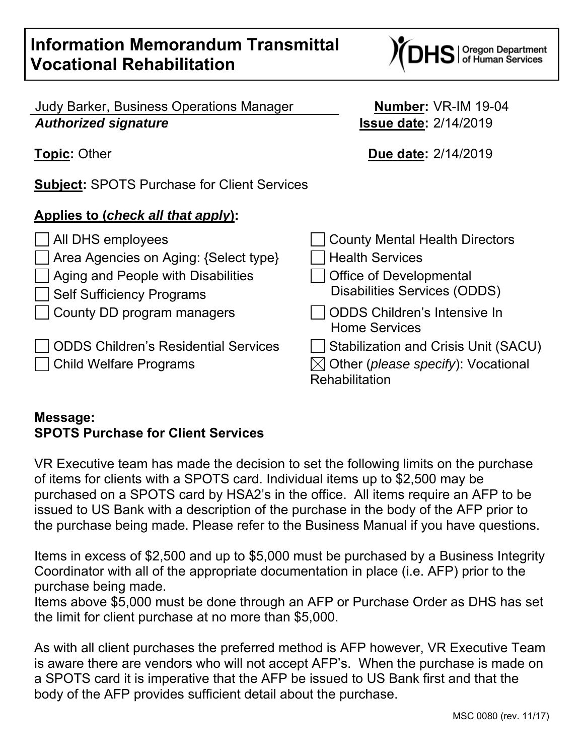# Information Memorandum Transmittal Vocational Rehabilitation

Judy Barker, Business Operations Manager
***Authorized signature***

**Number:** VR-IM 19-04
**Issue date:** 2/14/2019

**Topic:** Other

**Due date:** 2/14/2019

**Subject:** SPOTS Purchase for Client Services

**Applies to (*check all that apply*):**

- ☐ All DHS employees
- ☐ Area Agencies on Aging: {Select type}
- ☐ Aging and People with Disabilities
- ☐ Self Sufficiency Programs
- ☐ County DD program managers
- ☐ ODDS Children's Residential Services
- ☐ Child Welfare Programs
- ☐ County Mental Health Directors
- ☐ Health Services
- ☐ Office of Developmental Disabilities Services (ODDS)
- ☐ ODDS Children's Intensive In Home Services
- ☐ Stabilization and Crisis Unit (SACU)
- ☒ Other (*please specify*): Vocational Rehabilitation

**Message:**
**SPOTS Purchase for Client Services**

VR Executive team has made the decision to set the following limits on the purchase of items for clients with a SPOTS card. Individual items up to $2,500 may be purchased on a SPOTS card by HSA2's in the office. All items require an AFP to be issued to US Bank with a description of the purchase in the body of the AFP prior to the purchase being made. Please refer to the Business Manual if you have questions.

Items in excess of $2,500 and up to $5,000 must be purchased by a Business Integrity Coordinator with all of the appropriate documentation in place (i.e. AFP) prior to the purchase being made.
Items above $5,000 must be done through an AFP or Purchase Order as DHS has set the limit for client purchase at no more than $5,000.

As with all client purchases the preferred method is AFP however, VR Executive Team is aware there are vendors who will not accept AFP's. When the purchase is made on a SPOTS card it is imperative that the AFP be issued to US Bank first and that the body of the AFP provides sufficient detail about the purchase.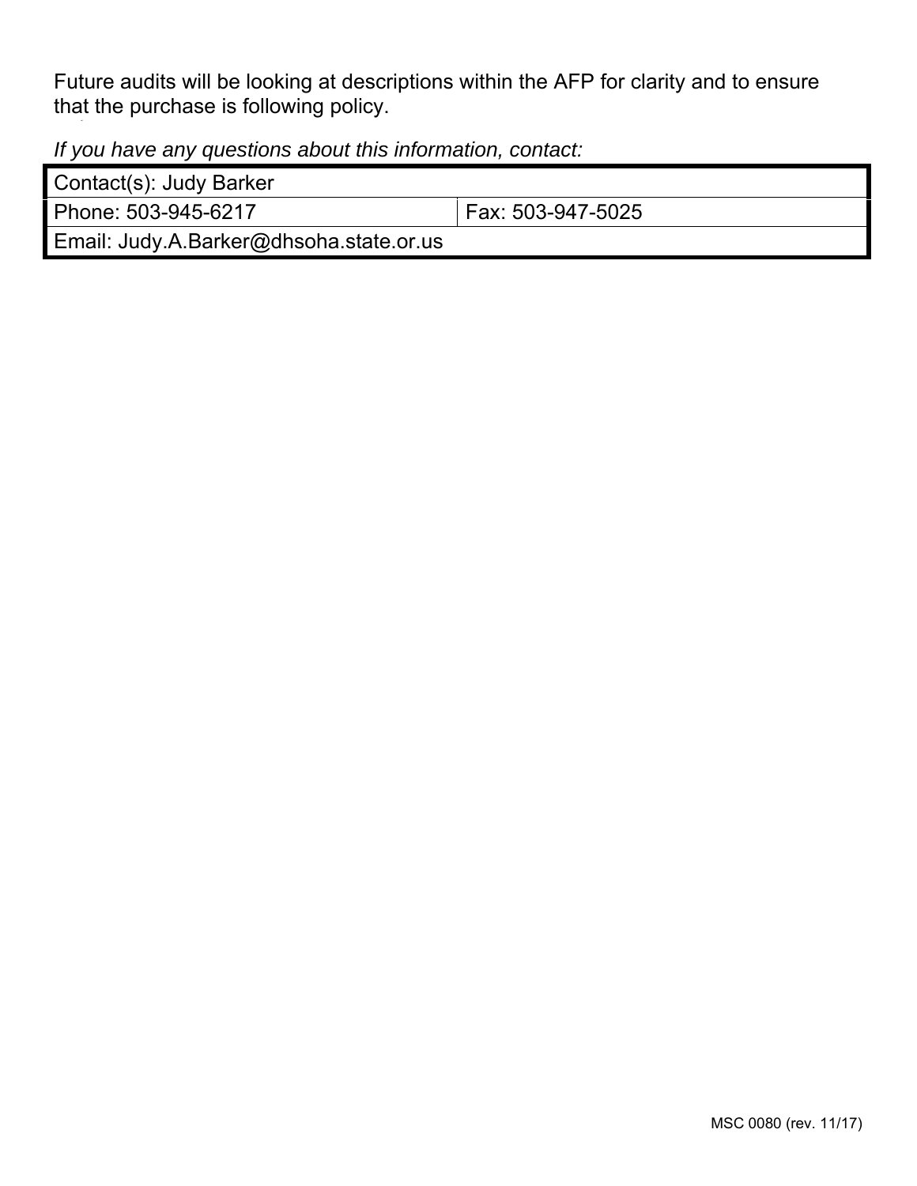Future audits will be looking at descriptions within the AFP for clarity and to ensure that the purchase is following policy.

*If you have any questions about this information, contact:*

| | |
|---|---|
| Contact(s): Judy Barker | |
| Phone: 503-945-6217 | Fax: 503-947-5025 |
| Email: Judy.A.Barker@dhsoha.state.or.us | |

MSC 0080 (rev. 11/17)